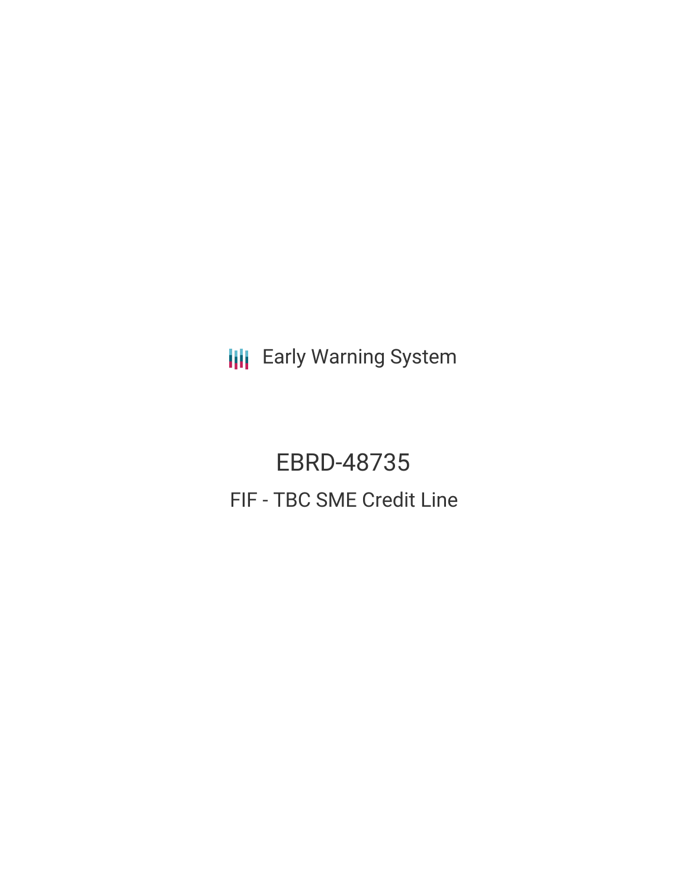Early Warning System

# EBRD-48735

## FIF - TBC SME Credit Line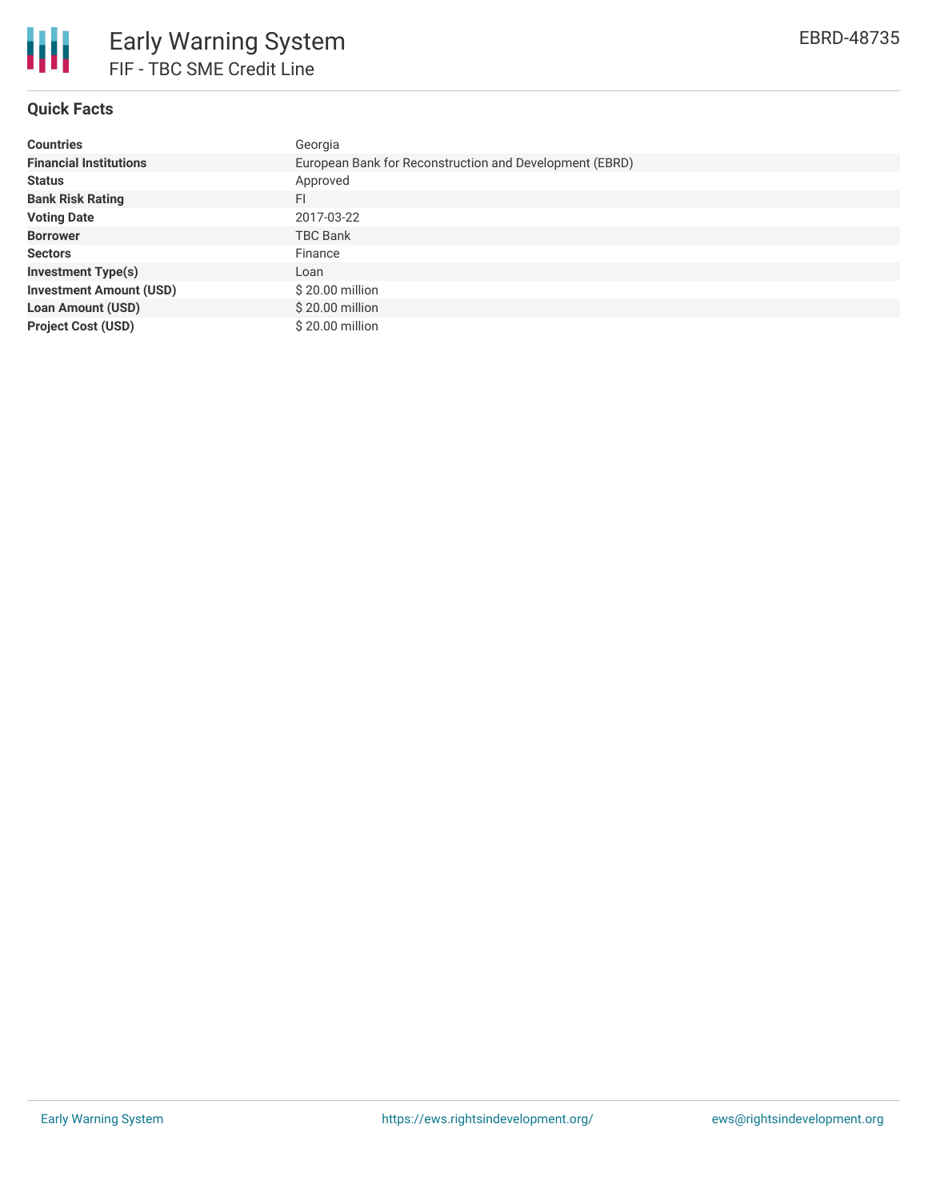# Early Warning System

## FIF - TBC SME Credit Line

EBRD-48735

### Quick Facts

| | |
|---|---|
| **Countries** | Georgia |
| **Financial Institutions** | European Bank for Reconstruction and Development (EBRD) |
| **Status** | Approved |
| **Bank Risk Rating** | FI |
| **Voting Date** | 2017-03-22 |
| **Borrower** | TBC Bank |
| **Sectors** | Finance |
| **Investment Type(s)** | Loan |
| **Investment Amount (USD)** | $ 20.00 million |
| **Loan Amount (USD)** | $ 20.00 million |
| **Project Cost (USD)** | $ 20.00 million |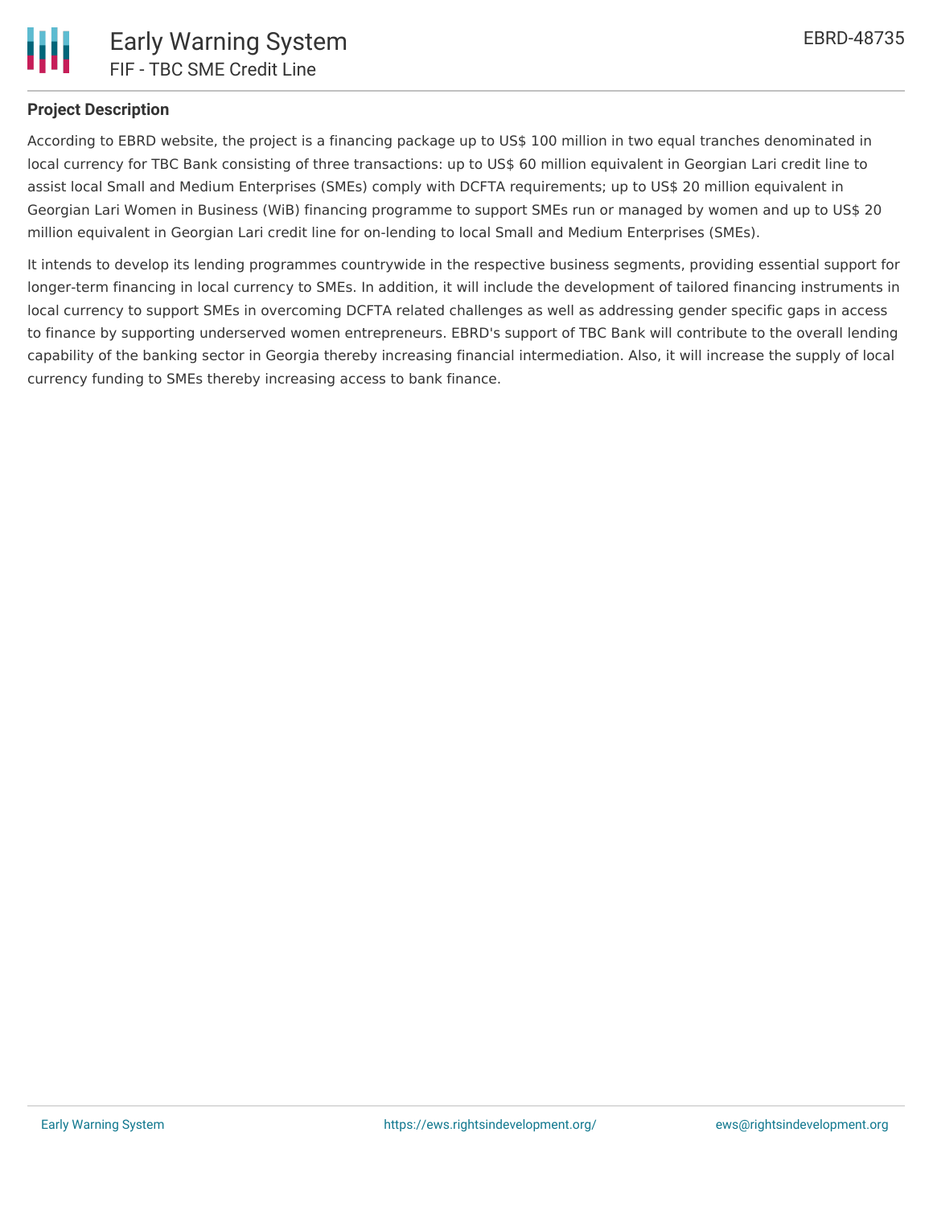## Project Description

According to EBRD website, the project is a financing package up to US$ 100 million in two equal tranches denominated in local currency for TBC Bank consisting of three transactions: up to US$ 60 million equivalent in Georgian Lari credit line to assist local Small and Medium Enterprises (SMEs) comply with DCFTA requirements; up to US$ 20 million equivalent in Georgian Lari Women in Business (WiB) financing programme to support SMEs run or managed by women and up to US$ 20 million equivalent in Georgian Lari credit line for on-lending to local Small and Medium Enterprises (SMEs).

It intends to develop its lending programmes countrywide in the respective business segments, providing essential support for longer-term financing in local currency to SMEs. In addition, it will include the development of tailored financing instruments in local currency to support SMEs in overcoming DCFTA related challenges as well as addressing gender specific gaps in access to finance by supporting underserved women entrepreneurs. EBRD's support of TBC Bank will contribute to the overall lending capability of the banking sector in Georgia thereby increasing financial intermediation. Also, it will increase the supply of local currency funding to SMEs thereby increasing access to bank finance.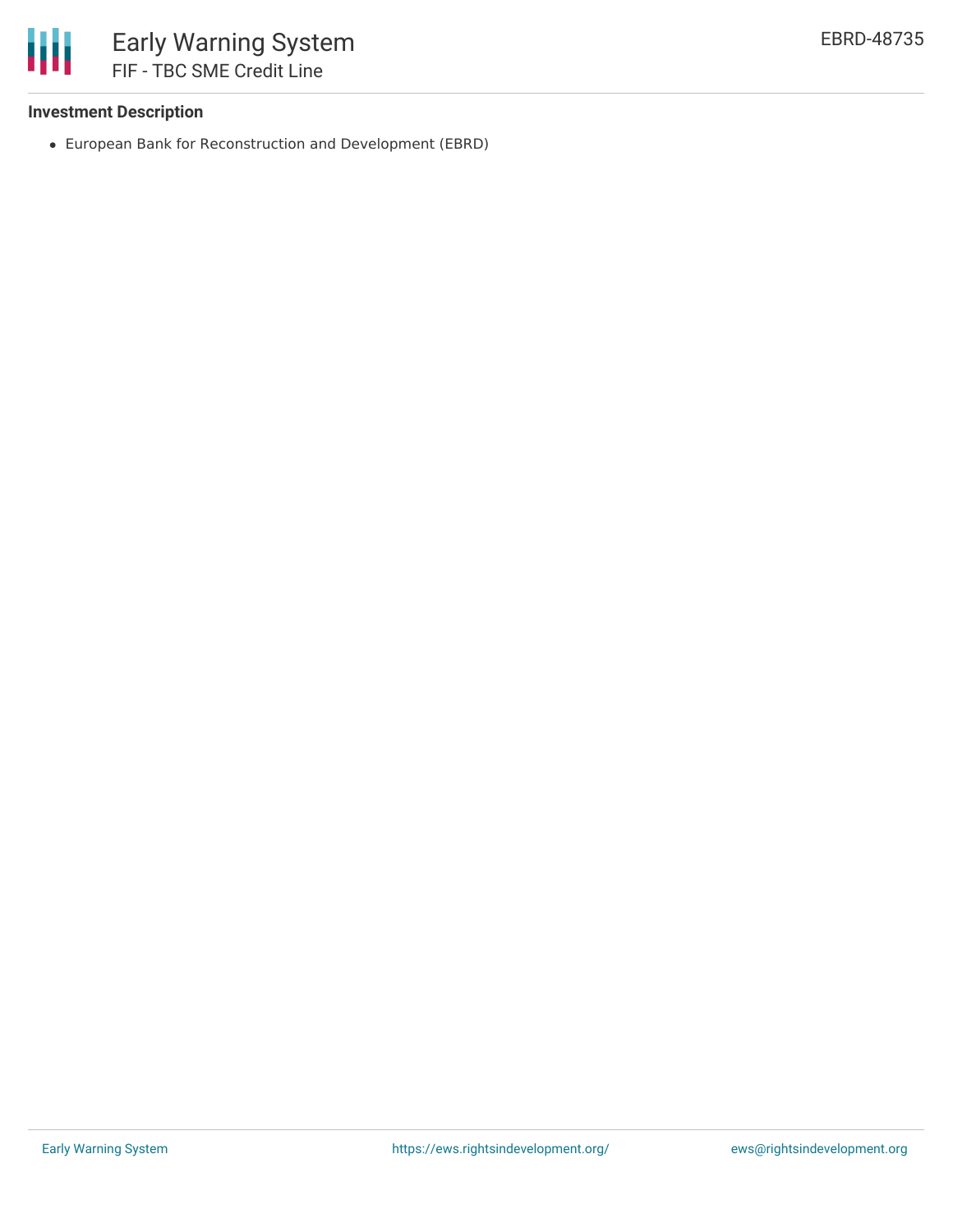**Investment Description**

- European Bank for Reconstruction and Development (EBRD)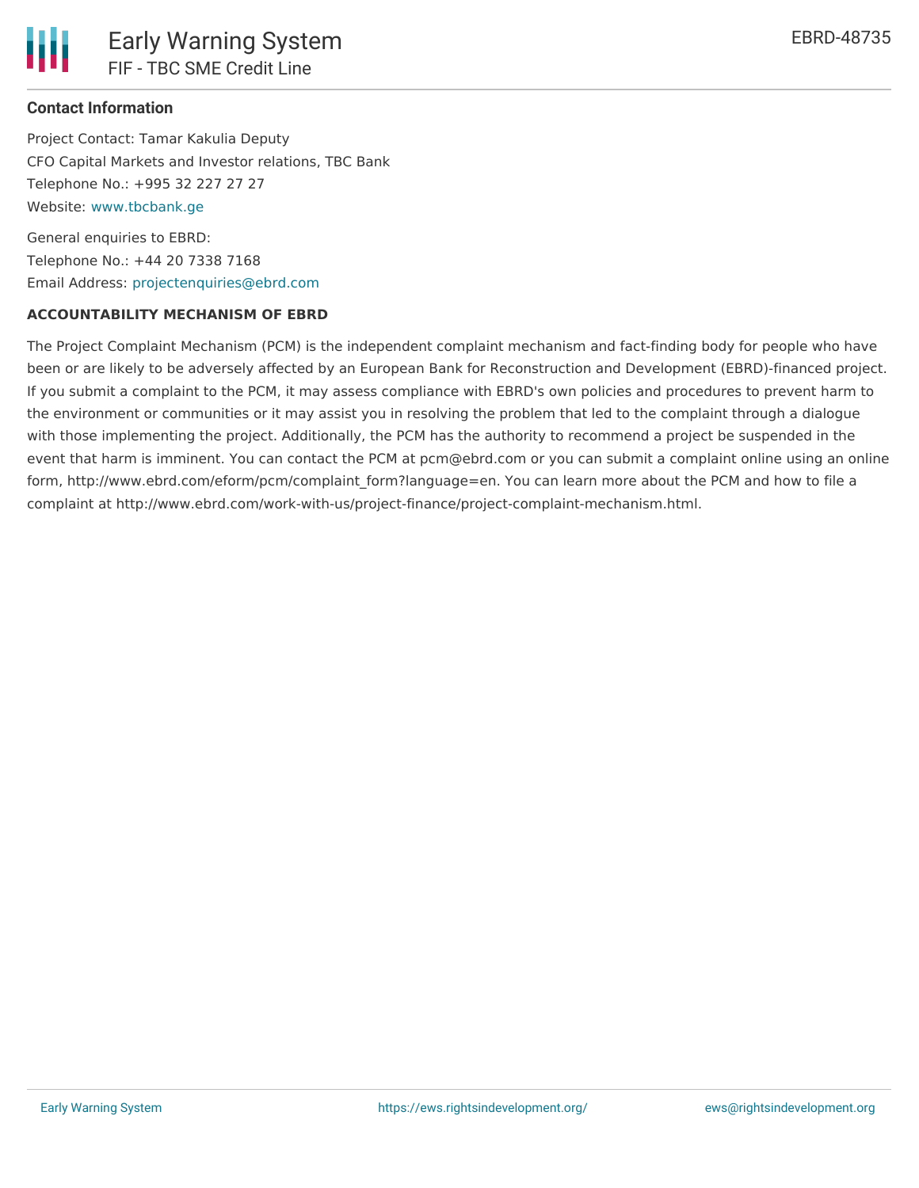### Contact Information

Project Contact: Tamar Kakulia Deputy
CFO Capital Markets and Investor relations, TBC Bank
Telephone No.: +995 32 227 27 27
Website: www.tbcbank.ge

General enquiries to EBRD:
Telephone No.: +44 20 7338 7168
Email Address: projectenquiries@ebrd.com

**ACCOUNTABILITY MECHANISM OF EBRD**

The Project Complaint Mechanism (PCM) is the independent complaint mechanism and fact-finding body for people who have been or are likely to be adversely affected by an European Bank for Reconstruction and Development (EBRD)-financed project. If you submit a complaint to the PCM, it may assess compliance with EBRD's own policies and procedures to prevent harm to the environment or communities or it may assist you in resolving the problem that led to the complaint through a dialogue with those implementing the project. Additionally, the PCM has the authority to recommend a project be suspended in the event that harm is imminent. You can contact the PCM at pcm@ebrd.com or you can submit a complaint online using an online form, http://www.ebrd.com/eform/pcm/complaint_form?language=en. You can learn more about the PCM and how to file a complaint at http://www.ebrd.com/work-with-us/project-finance/project-complaint-mechanism.html.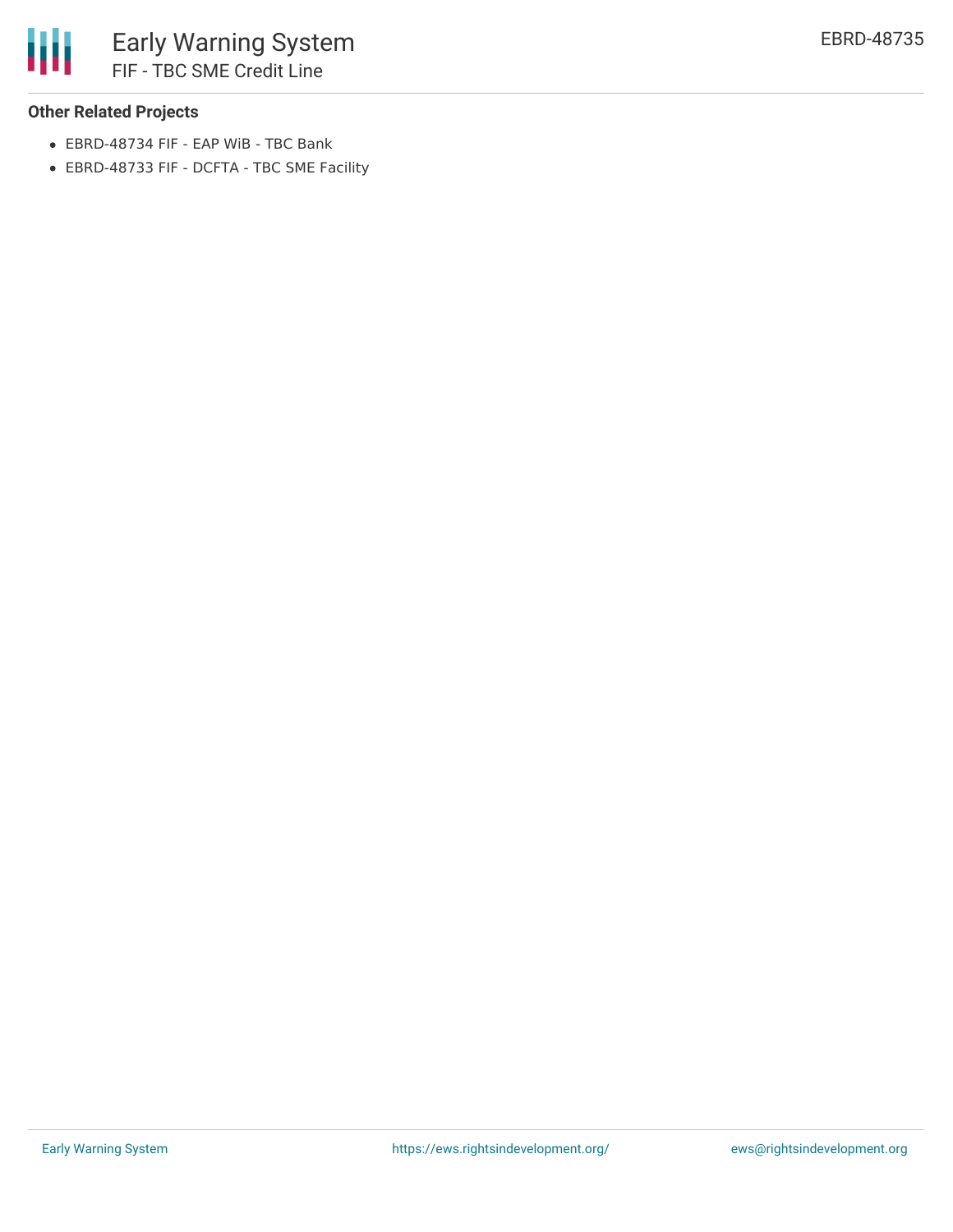#### Other Related Projects

- EBRD-48734 FIF - EAP WiB - TBC Bank
- EBRD-48733 FIF - DCFTA - TBC SME Facility